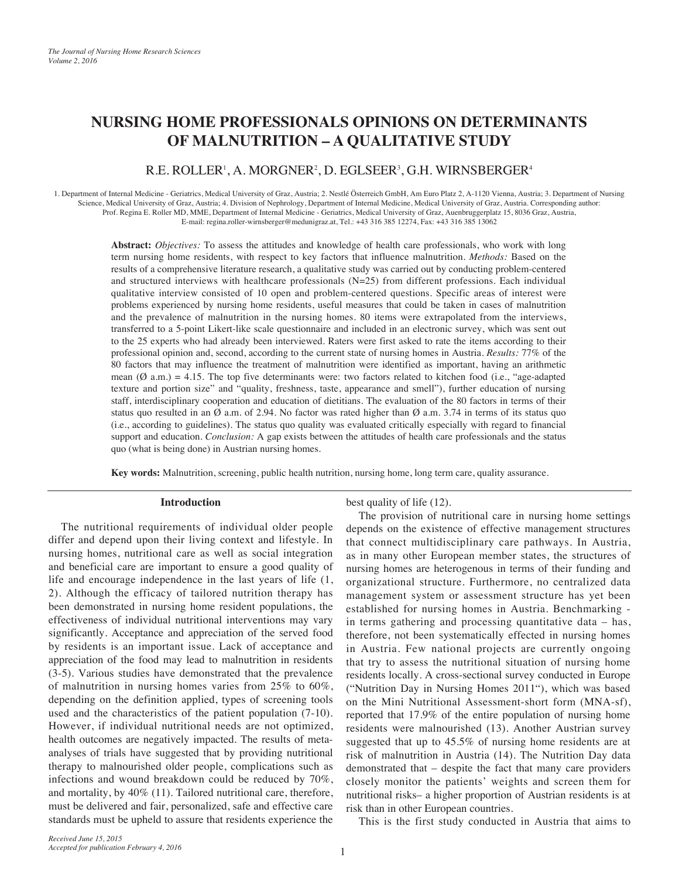# NURSING HOME PROFESSIONALS OPINIONS ON DETERMINANTS OF MALNUTRITION – A QUALITATIVE STUDY

R.E. ROLLER[1], A. MORGNER[2], D. EGLSEER[3], G.H. WIRNSBERGER[4]

1. Department of Internal Medicine - Geriatrics, Medical University of Graz, Austria; 2. Nestlé Österreich GmbH, Am Euro Platz 2, A-1120 Vienna, Austria; 3. Department of Nursing Science, Medical University of Graz, Austria; 4. Division of Nephrology, Department of Internal Medicine, Medical University of Graz, Austria. Corresponding author: Prof. Regina E. Roller MD, MME, Department of Internal Medicine - Geriatrics, Medical University of Graz, Auenbruggerplatz 15, 8036 Graz, Austria, E-mail: regina.roller-wirnsberger@medunigraz.at, Tel.: +43 316 385 12274, Fax: +43 316 385 13062

**Abstract:** *Objectives:* To assess the attitudes and knowledge of health care professionals, who work with long term nursing home residents, with respect to key factors that influence malnutrition. *Methods:* Based on the results of a comprehensive literature research, a qualitative study was carried out by conducting problem-centered and structured interviews with healthcare professionals (N=25) from different professions. Each individual qualitative interview consisted of 10 open and problem-centered questions. Specific areas of interest were problems experienced by nursing home residents, useful measures that could be taken in cases of malnutrition and the prevalence of malnutrition in the nursing homes. 80 items were extrapolated from the interviews, transferred to a 5-point Likert-like scale questionnaire and included in an electronic survey, which was sent out to the 25 experts who had already been interviewed. Raters were first asked to rate the items according to their professional opinion and, second, according to the current state of nursing homes in Austria. *Results:* 77% of the 80 factors that may influence the treatment of malnutrition were identified as important, having an arithmetic mean (Ø a.m.) = 4.15. The top five determinants were: two factors related to kitchen food (i.e., "age-adapted texture and portion size" and "quality, freshness, taste, appearance and smell"), further education of nursing staff, interdisciplinary cooperation and education of dietitians. The evaluation of the 80 factors in terms of their status quo resulted in an Ø a.m. of 2.94. No factor was rated higher than Ø a.m. 3.74 in terms of its status quo (i.e., according to guidelines). The status quo quality was evaluated critically especially with regard to financial support and education. *Conclusion:* A gap exists between the attitudes of health care professionals and the status quo (what is being done) in Austrian nursing homes.

**Key words:** Malnutrition, screening, public health nutrition, nursing home, long term care, quality assurance.

## Introduction

The nutritional requirements of individual older people differ and depend upon their living context and lifestyle. In nursing homes, nutritional care as well as social integration and beneficial care are important to ensure a good quality of life and encourage independence in the last years of life (1, 2). Although the efficacy of tailored nutrition therapy has been demonstrated in nursing home resident populations, the effectiveness of individual nutritional interventions may vary significantly. Acceptance and appreciation of the served food by residents is an important issue. Lack of acceptance and appreciation of the food may lead to malnutrition in residents (3-5). Various studies have demonstrated that the prevalence of malnutrition in nursing homes varies from 25% to 60%, depending on the definition applied, types of screening tools used and the characteristics of the patient population (7-10). However, if individual nutritional needs are not optimized, health outcomes are negatively impacted. The results of meta-analyses of trials have suggested that by providing nutritional therapy to malnourished older people, complications such as infections and wound breakdown could be reduced by 70%, and mortality, by 40% (11). Tailored nutritional care, therefore, must be delivered and fair, personalized, safe and effective care standards must be upheld to assure that residents experience the best quality of life (12).

The provision of nutritional care in nursing home settings depends on the existence of effective management structures that connect multidisciplinary care pathways. In Austria, as in many other European member states, the structures of nursing homes are heterogenous in terms of their funding and organizational structure. Furthermore, no centralized data management system or assessment structure has yet been established for nursing homes in Austria. Benchmarking - in terms gathering and processing quantitative data – has, therefore, not been systematically effected in nursing homes in Austria. Few national projects are currently ongoing that try to assess the nutritional situation of nursing home residents locally. A cross-sectional survey conducted in Europe ("Nutrition Day in Nursing Homes 2011"), which was based on the Mini Nutritional Assessment-short form (MNA-sf), reported that 17.9% of the entire population of nursing home residents were malnourished (13). Another Austrian survey suggested that up to 45.5% of nursing home residents are at risk of malnutrition in Austria (14). The Nutrition Day data demonstrated that – despite the fact that many care providers closely monitor the patients' weights and screen them for nutritional risks– a higher proportion of Austrian residents is at risk than in other European countries.

This is the first study conducted in Austria that aims to

*Received June 15, 2015*
*Accepted for publication February 4, 2016*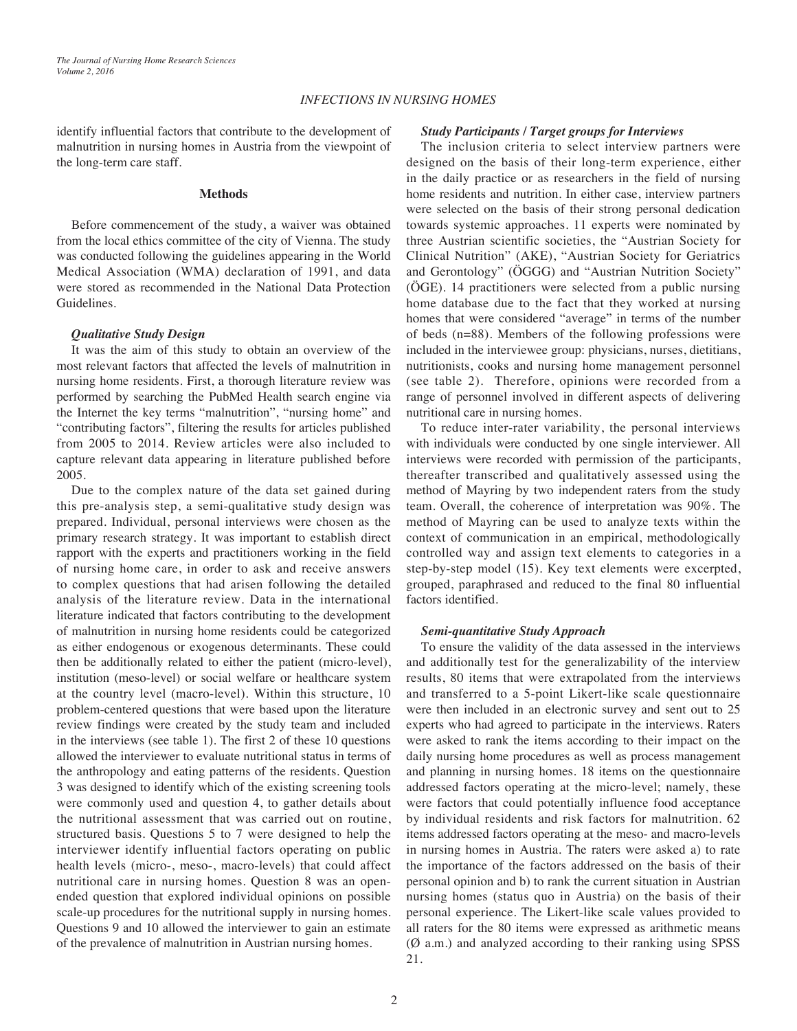identify influential factors that contribute to the development of malnutrition in nursing homes in Austria from the viewpoint of the long-term care staff.

## Methods

Before commencement of the study, a waiver was obtained from the local ethics committee of the city of Vienna. The study was conducted following the guidelines appearing in the World Medical Association (WMA) declaration of 1991, and data were stored as recommended in the National Data Protection Guidelines.

### *Qualitative Study Design*

It was the aim of this study to obtain an overview of the most relevant factors that affected the levels of malnutrition in nursing home residents. First, a thorough literature review was performed by searching the PubMed Health search engine via the Internet the key terms "malnutrition", "nursing home" and "contributing factors", filtering the results for articles published from 2005 to 2014. Review articles were also included to capture relevant data appearing in literature published before 2005.

Due to the complex nature of the data set gained during this pre-analysis step, a semi-qualitative study design was prepared. Individual, personal interviews were chosen as the primary research strategy. It was important to establish direct rapport with the experts and practitioners working in the field of nursing home care, in order to ask and receive answers to complex questions that had arisen following the detailed analysis of the literature review. Data in the international literature indicated that factors contributing to the development of malnutrition in nursing home residents could be categorized as either endogenous or exogenous determinants. These could then be additionally related to either the patient (micro-level), institution (meso-level) or social welfare or healthcare system at the country level (macro-level). Within this structure, 10 problem-centered questions that were based upon the literature review findings were created by the study team and included in the interviews (see table 1). The first 2 of these 10 questions allowed the interviewer to evaluate nutritional status in terms of the anthropology and eating patterns of the residents. Question 3 was designed to identify which of the existing screening tools were commonly used and question 4, to gather details about the nutritional assessment that was carried out on routine, structured basis. Questions 5 to 7 were designed to help the interviewer identify influential factors operating on public health levels (micro-, meso-, macro-levels) that could affect nutritional care in nursing homes. Question 8 was an open-ended question that explored individual opinions on possible scale-up procedures for the nutritional supply in nursing homes. Questions 9 and 10 allowed the interviewer to gain an estimate of the prevalence of malnutrition in Austrian nursing homes.

### *Study Participants / Target groups for Interviews*

The inclusion criteria to select interview partners were designed on the basis of their long-term experience, either in the daily practice or as researchers in the field of nursing home residents and nutrition. In either case, interview partners were selected on the basis of their strong personal dedication towards systemic approaches. 11 experts were nominated by three Austrian scientific societies, the "Austrian Society for Clinical Nutrition" (AKE), "Austrian Society for Geriatrics and Gerontology" (ÖGGG) and "Austrian Nutrition Society" (ÖGE). 14 practitioners were selected from a public nursing home database due to the fact that they worked at nursing homes that were considered "average" in terms of the number of beds (n=88). Members of the following professions were included in the interviewee group: physicians, nurses, dietitians, nutritionists, cooks and nursing home management personnel (see table 2). Therefore, opinions were recorded from a range of personnel involved in different aspects of delivering nutritional care in nursing homes.

To reduce inter-rater variability, the personal interviews with individuals were conducted by one single interviewer. All interviews were recorded with permission of the participants, thereafter transcribed and qualitatively assessed using the method of Mayring by two independent raters from the study team. Overall, the coherence of interpretation was 90%. The method of Mayring can be used to analyze texts within the context of communication in an empirical, methodologically controlled way and assign text elements to categories in a step-by-step model (15). Key text elements were excerpted, grouped, paraphrased and reduced to the final 80 influential factors identified.

### *Semi-quantitative Study Approach*

To ensure the validity of the data assessed in the interviews and additionally test for the generalizability of the interview results, 80 items that were extrapolated from the interviews and transferred to a 5-point Likert-like scale questionnaire were then included in an electronic survey and sent out to 25 experts who had agreed to participate in the interviews. Raters were asked to rank the items according to their impact on the daily nursing home procedures as well as process management and planning in nursing homes. 18 items on the questionnaire addressed factors operating at the micro-level; namely, these were factors that could potentially influence food acceptance by individual residents and risk factors for malnutrition. 62 items addressed factors operating at the meso- and macro-levels in nursing homes in Austria. The raters were asked a) to rate the importance of the factors addressed on the basis of their personal opinion and b) to rank the current situation in Austrian nursing homes (status quo in Austria) on the basis of their personal experience. The Likert-like scale values provided to all raters for the 80 items were expressed as arithmetic means (Ø a.m.) and analyzed according to their ranking using SPSS 21.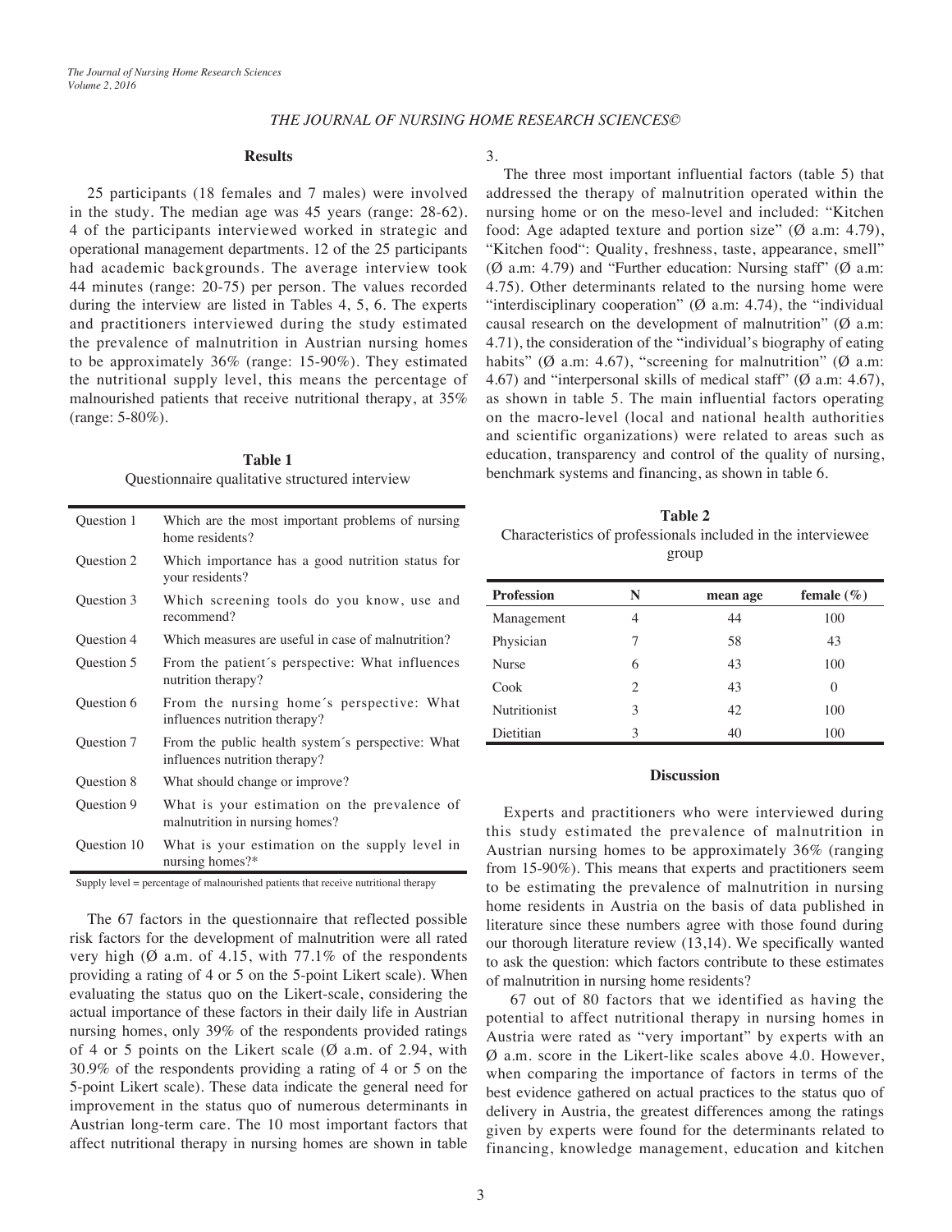## Results

25 participants (18 females and 7 males) were involved in the study. The median age was 45 years (range: 28-62). 4 of the participants interviewed worked in strategic and operational management departments. 12 of the 25 participants had academic backgrounds. The average interview took 44 minutes (range: 20-75) per person. The values recorded during the interview are listed in Tables 4, 5, 6. The experts and practitioners interviewed during the study estimated the prevalence of malnutrition in Austrian nursing homes to be approximately 36% (range: 15-90%). They estimated the nutritional supply level, this means the percentage of malnourished patients that receive nutritional therapy, at 35% (range: 5-80%).

**Table 1**
Questionnaire qualitative structured interview

| | |
|---|---|
| Question 1 | Which are the most important problems of nursing home residents? |
| Question 2 | Which importance has a good nutrition status for your residents? |
| Question 3 | Which screening tools do you know, use and recommend? |
| Question 4 | Which measures are useful in case of malnutrition? |
| Question 5 | From the patient´s perspective: What influences nutrition therapy? |
| Question 6 | From the nursing home´s perspective: What influences nutrition therapy? |
| Question 7 | From the public health system´s perspective: What influences nutrition therapy? |
| Question 8 | What should change or improve? |
| Question 9 | What is your estimation on the prevalence of malnutrition in nursing homes? |
| Question 10 | What is your estimation on the supply level in nursing homes?* |

Supply level = percentage of malnourished patients that receive nutritional therapy

The 67 factors in the questionnaire that reflected possible risk factors for the development of malnutrition were all rated very high (Ø a.m. of 4.15, with 77.1% of the respondents providing a rating of 4 or 5 on the 5-point Likert scale). When evaluating the status quo on the Likert-scale, considering the actual importance of these factors in their daily life in Austrian nursing homes, only 39% of the respondents provided ratings of 4 or 5 points on the Likert scale (Ø a.m. of 2.94, with 30.9% of the respondents providing a rating of 4 or 5 on the 5-point Likert scale). These data indicate the general need for improvement in the status quo of numerous determinants in Austrian long-term care. The 10 most important factors that affect nutritional therapy in nursing homes are shown in table 3.

The three most important influential factors (table 5) that addressed the therapy of malnutrition operated within the nursing home or on the meso-level and included: "Kitchen food: Age adapted texture and portion size" (Ø a.m: 4.79), "Kitchen food": Quality, freshness, taste, appearance, smell" (Ø a.m: 4.79) and "Further education: Nursing staff" (Ø a.m: 4.75). Other determinants related to the nursing home were "interdisciplinary cooperation" (Ø a.m: 4.74), the "individual causal research on the development of malnutrition" (Ø a.m: 4.71), the consideration of the "individual's biography of eating habits" (Ø a.m: 4.67), "screening for malnutrition" (Ø a.m: 4.67) and "interpersonal skills of medical staff" (Ø a.m: 4.67), as shown in table 5. The main influential factors operating on the macro-level (local and national health authorities and scientific organizations) were related to areas such as education, transparency and control of the quality of nursing, benchmark systems and financing, as shown in table 6.

**Table 2**
Characteristics of professionals included in the interviewee group

| Profession | N | mean age | female (%) |
|---|---|---|---|
| Management | 4 | 44 | 100 |
| Physician | 7 | 58 | 43 |
| Nurse | 6 | 43 | 100 |
| Cook | 2 | 43 | 0 |
| Nutritionist | 3 | 42 | 100 |
| Dietitian | 3 | 40 | 100 |

## Discussion

Experts and practitioners who were interviewed during this study estimated the prevalence of malnutrition in Austrian nursing homes to be approximately 36% (ranging from 15-90%). This means that experts and practitioners seem to be estimating the prevalence of malnutrition in nursing home residents in Austria on the basis of data published in literature since these numbers agree with those found during our thorough literature review (13,14). We specifically wanted to ask the question: which factors contribute to these estimates of malnutrition in nursing home residents?

67 out of 80 factors that we identified as having the potential to affect nutritional therapy in nursing homes in Austria were rated as "very important" by experts with an Ø a.m. score in the Likert-like scales above 4.0. However, when comparing the importance of factors in terms of the best evidence gathered on actual practices to the status quo of delivery in Austria, the greatest differences among the ratings given by experts were found for the determinants related to financing, knowledge management, education and kitchen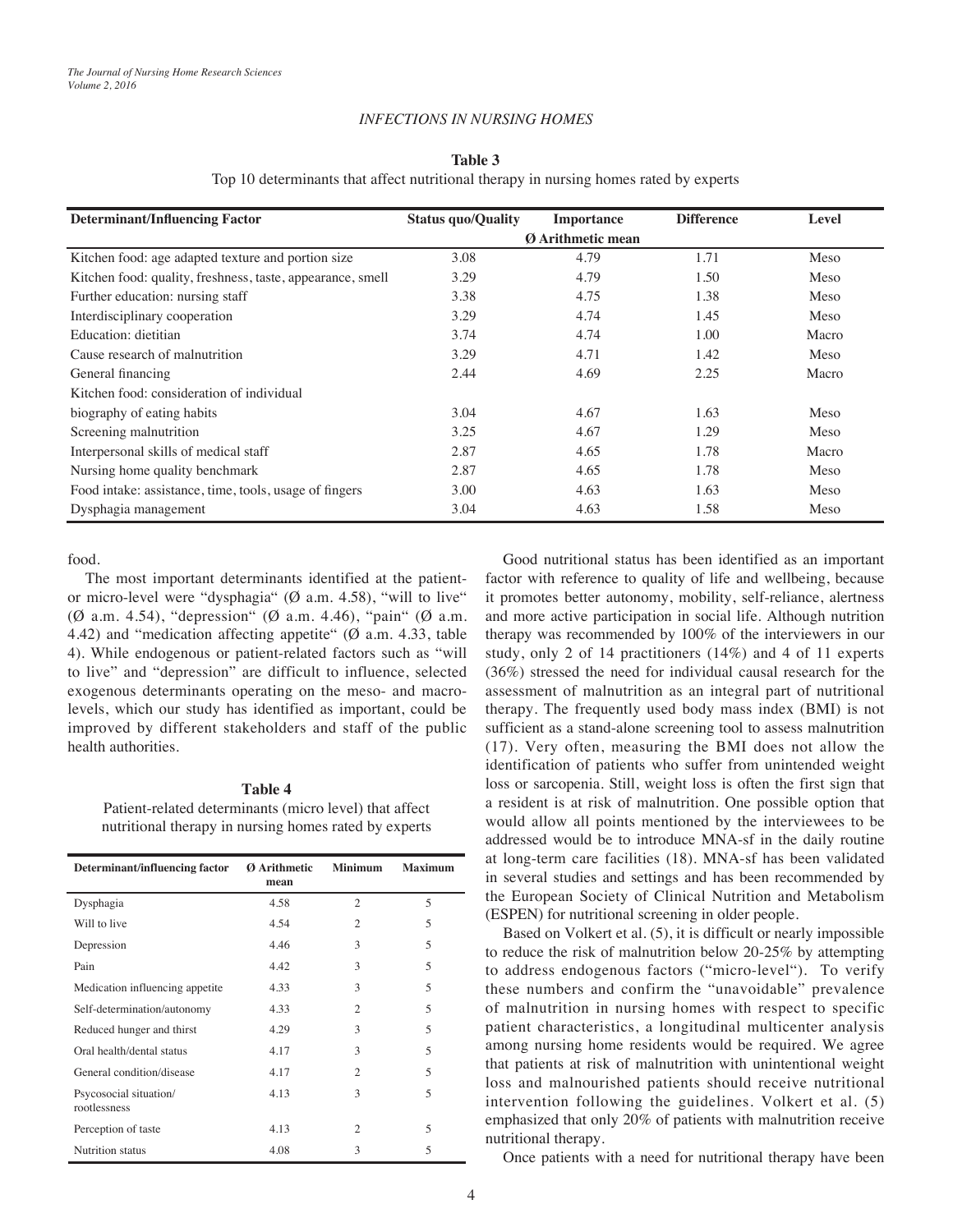**Table 3**

Top 10 determinants that affect nutritional therapy in nursing homes rated by experts

| Determinant/Influencing Factor | Status quo/Quality | Importance | Difference | Level |
|---|---|---|---|---|
| | Ø Arithmetic mean | | | |
| Kitchen food: age adapted texture and portion size | 3.08 | 4.79 | 1.71 | Meso |
| Kitchen food: quality, freshness, taste, appearance, smell | 3.29 | 4.79 | 1.50 | Meso |
| Further education: nursing staff | 3.38 | 4.75 | 1.38 | Meso |
| Interdisciplinary cooperation | 3.29 | 4.74 | 1.45 | Meso |
| Education: dietitian | 3.74 | 4.74 | 1.00 | Macro |
| Cause research of malnutrition | 3.29 | 4.71 | 1.42 | Meso |
| General financing | 2.44 | 4.69 | 2.25 | Macro |
| Kitchen food: consideration of individual biography of eating habits | 3.04 | 4.67 | 1.63 | Meso |
| Screening malnutrition | 3.25 | 4.67 | 1.29 | Meso |
| Interpersonal skills of medical staff | 2.87 | 4.65 | 1.78 | Macro |
| Nursing home quality benchmark | 2.87 | 4.65 | 1.78 | Meso |
| Food intake: assistance, time, tools, usage of fingers | 3.00 | 4.63 | 1.63 | Meso |
| Dysphagia management | 3.04 | 4.63 | 1.58 | Meso |

food.

The most important determinants identified at the patient- or micro-level were "dysphagia" (Ø a.m. 4.58), "will to live" (Ø a.m. 4.54), "depression" (Ø a.m. 4.46), "pain" (Ø a.m. 4.42) and "medication affecting appetite" (Ø a.m. 4.33, table 4). While endogenous or patient-related factors such as "will to live" and "depression" are difficult to influence, selected exogenous determinants operating on the meso- and macro-levels, which our study has identified as important, could be improved by different stakeholders and staff of the public health authorities.

**Table 4**

Patient-related determinants (micro level) that affect nutritional therapy in nursing homes rated by experts

| Determinant/influencing factor | Ø Arithmetic mean | Minimum | Maximum |
|---|---|---|---|
| Dysphagia | 4.58 | 2 | 5 |
| Will to live | 4.54 | 2 | 5 |
| Depression | 4.46 | 3 | 5 |
| Pain | 4.42 | 3 | 5 |
| Medication influencing appetite | 4.33 | 3 | 5 |
| Self-determination/autonomy | 4.33 | 2 | 5 |
| Reduced hunger and thirst | 4.29 | 3 | 5 |
| Oral health/dental status | 4.17 | 3 | 5 |
| General condition/disease | 4.17 | 2 | 5 |
| Psycosocial situation/ rootlessness | 4.13 | 3 | 5 |
| Perception of taste | 4.13 | 2 | 5 |
| Nutrition status | 4.08 | 3 | 5 |

Good nutritional status has been identified as an important factor with reference to quality of life and wellbeing, because it promotes better autonomy, mobility, self-reliance, alertness and more active participation in social life. Although nutrition therapy was recommended by 100% of the interviewers in our study, only 2 of 14 practitioners (14%) and 4 of 11 experts (36%) stressed the need for individual causal research for the assessment of malnutrition as an integral part of nutritional therapy. The frequently used body mass index (BMI) is not sufficient as a stand-alone screening tool to assess malnutrition (17). Very often, measuring the BMI does not allow the identification of patients who suffer from unintended weight loss or sarcopenia. Still, weight loss is often the first sign that a resident is at risk of malnutrition. One possible option that would allow all points mentioned by the interviewees to be addressed would be to introduce MNA-sf in the daily routine at long-term care facilities (18). MNA-sf has been validated in several studies and settings and has been recommended by the European Society of Clinical Nutrition and Metabolism (ESPEN) for nutritional screening in older people.

Based on Volkert et al. (5), it is difficult or nearly impossible to reduce the risk of malnutrition below 20-25% by attempting to address endogenous factors ("micro-level"). To verify these numbers and confirm the "unavoidable" prevalence of malnutrition in nursing homes with respect to specific patient characteristics, a longitudinal multicenter analysis among nursing home residents would be required. We agree that patients at risk of malnutrition with unintentional weight loss and malnourished patients should receive nutritional intervention following the guidelines. Volkert et al. (5) emphasized that only 20% of patients with malnutrition receive nutritional therapy.

Once patients with a need for nutritional therapy have been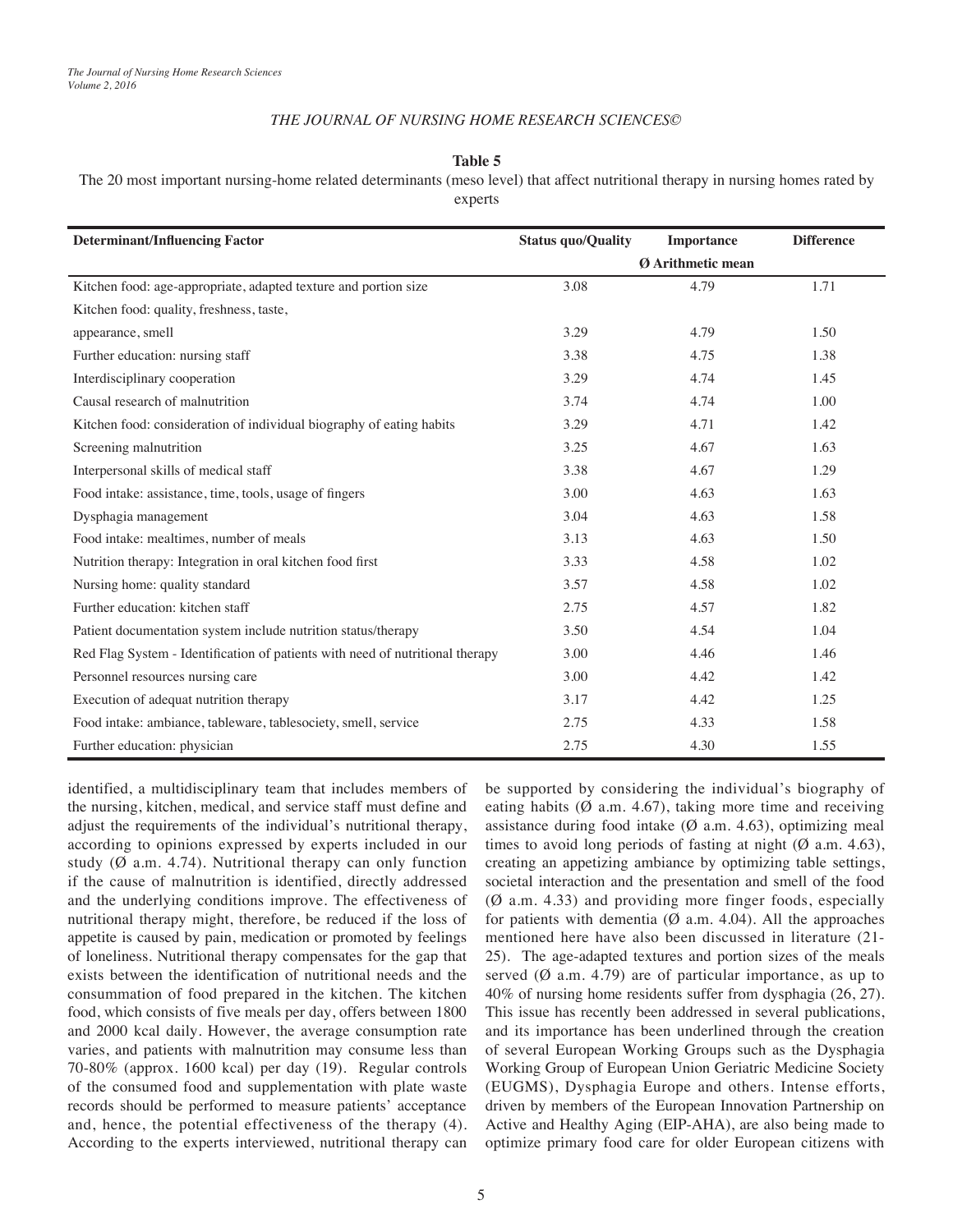**Table 5**

The 20 most important nursing-home related determinants (meso level) that affect nutritional therapy in nursing homes rated by experts

| Determinant/Influencing Factor | Status quo/Quality | Importance | Difference |
|---|---|---|---|
| | Ø Arithmetic mean | | |
| Kitchen food: age-appropriate, adapted texture and portion size | 3.08 | 4.79 | 1.71 |
| Kitchen food: quality, freshness, taste, appearance, smell | 3.29 | 4.79 | 1.50 |
| Further education: nursing staff | 3.38 | 4.75 | 1.38 |
| Interdisciplinary cooperation | 3.29 | 4.74 | 1.45 |
| Causal research of malnutrition | 3.74 | 4.74 | 1.00 |
| Kitchen food: consideration of individual biography of eating habits | 3.29 | 4.71 | 1.42 |
| Screening malnutrition | 3.25 | 4.67 | 1.63 |
| Interpersonal skills of medical staff | 3.38 | 4.67 | 1.29 |
| Food intake: assistance, time, tools, usage of fingers | 3.00 | 4.63 | 1.63 |
| Dysphagia management | 3.04 | 4.63 | 1.58 |
| Food intake: mealtimes, number of meals | 3.13 | 4.63 | 1.50 |
| Nutrition therapy: Integration in oral kitchen food first | 3.33 | 4.58 | 1.02 |
| Nursing home: quality standard | 3.57 | 4.58 | 1.02 |
| Further education: kitchen staff | 2.75 | 4.57 | 1.82 |
| Patient documentation system include nutrition status/therapy | 3.50 | 4.54 | 1.04 |
| Red Flag System - Identification of patients with need of nutritional therapy | 3.00 | 4.46 | 1.46 |
| Personnel resources nursing care | 3.00 | 4.42 | 1.42 |
| Execution of adequat nutrition therapy | 3.17 | 4.42 | 1.25 |
| Food intake: ambiance, tableware, tablesociety, smell, service | 2.75 | 4.33 | 1.58 |
| Further education: physician | 2.75 | 4.30 | 1.55 |

identified, a multidisciplinary team that includes members of the nursing, kitchen, medical, and service staff must define and adjust the requirements of the individual's nutritional therapy, according to opinions expressed by experts included in our study (Ø a.m. 4.74). Nutritional therapy can only function if the cause of malnutrition is identified, directly addressed and the underlying conditions improve. The effectiveness of nutritional therapy might, therefore, be reduced if the loss of appetite is caused by pain, medication or promoted by feelings of loneliness. Nutritional therapy compensates for the gap that exists between the identification of nutritional needs and the consummation of food prepared in the kitchen. The kitchen food, which consists of five meals per day, offers between 1800 and 2000 kcal daily. However, the average consumption rate varies, and patients with malnutrition may consume less than 70-80% (approx. 1600 kcal) per day (19). Regular controls of the consumed food and supplementation with plate waste records should be performed to measure patients' acceptance and, hence, the potential effectiveness of the therapy (4). According to the experts interviewed, nutritional therapy can be supported by considering the individual's biography of eating habits (Ø a.m. 4.67), taking more time and receiving assistance during food intake (Ø a.m. 4.63), optimizing meal times to avoid long periods of fasting at night (Ø a.m. 4.63), creating an appetizing ambiance by optimizing table settings, societal interaction and the presentation and smell of the food (Ø a.m. 4.33) and providing more finger foods, especially for patients with dementia (Ø a.m. 4.04). All the approaches mentioned here have also been discussed in literature (21-25). The age-adapted textures and portion sizes of the meals served (Ø a.m. 4.79) are of particular importance, as up to 40% of nursing home residents suffer from dysphagia (26, 27). This issue has recently been addressed in several publications, and its importance has been underlined through the creation of several European Working Groups such as the Dysphagia Working Group of European Union Geriatric Medicine Society (EUGMS), Dysphagia Europe and others. Intense efforts, driven by members of the European Innovation Partnership on Active and Healthy Aging (EIP-AHA), are also being made to optimize primary food care for older European citizens with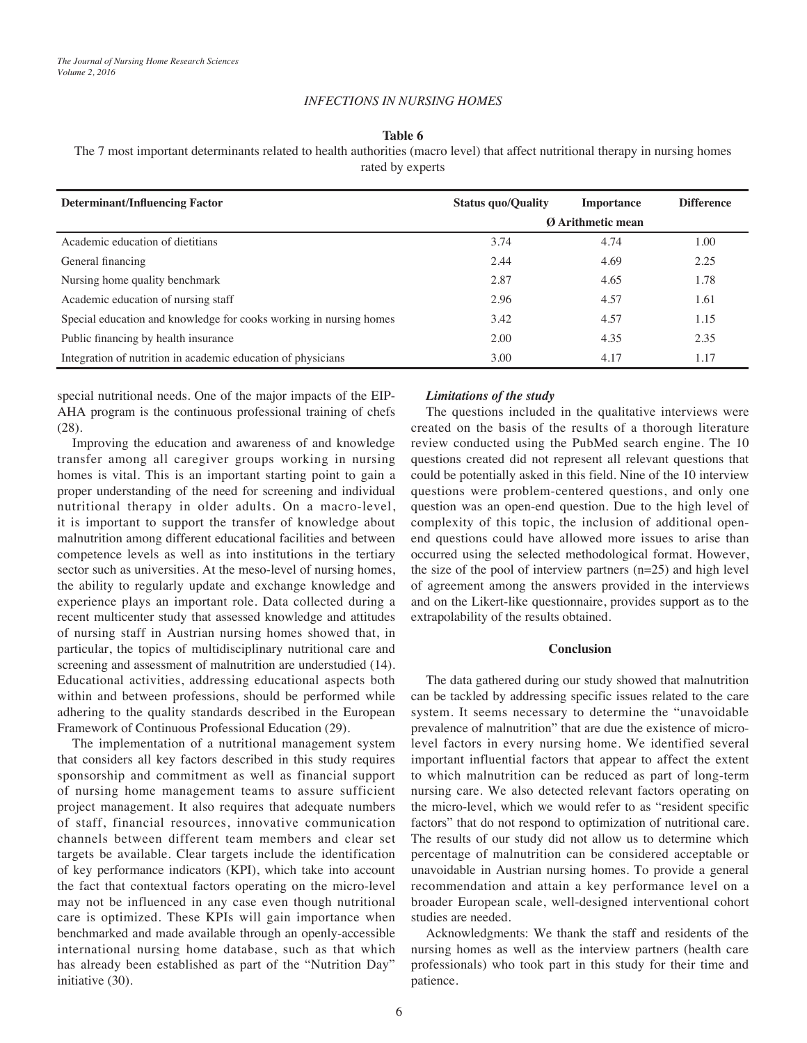**Table 6**

The 7 most important determinants related to health authorities (macro level) that affect nutritional therapy in nursing homes rated by experts

| Determinant/Influencing Factor | Status quo/Quality | Importance | Difference |
|---|---|---|---|
| | Ø Arithmetic mean | | |
| Academic education of dietitians | 3.74 | 4.74 | 1.00 |
| General financing | 2.44 | 4.69 | 2.25 |
| Nursing home quality benchmark | 2.87 | 4.65 | 1.78 |
| Academic education of nursing staff | 2.96 | 4.57 | 1.61 |
| Special education and knowledge for cooks working in nursing homes | 3.42 | 4.57 | 1.15 |
| Public financing by health insurance | 2.00 | 4.35 | 2.35 |
| Integration of nutrition in academic education of physicians | 3.00 | 4.17 | 1.17 |

special nutritional needs. One of the major impacts of the EIP-AHA program is the continuous professional training of chefs (28).

Improving the education and awareness of and knowledge transfer among all caregiver groups working in nursing homes is vital. This is an important starting point to gain a proper understanding of the need for screening and individual nutritional therapy in older adults. On a macro-level, it is important to support the transfer of knowledge about malnutrition among different educational facilities and between competence levels as well as into institutions in the tertiary sector such as universities. At the meso-level of nursing homes, the ability to regularly update and exchange knowledge and experience plays an important role. Data collected during a recent multicenter study that assessed knowledge and attitudes of nursing staff in Austrian nursing homes showed that, in particular, the topics of multidisciplinary nutritional care and screening and assessment of malnutrition are understudied (14). Educational activities, addressing educational aspects both within and between professions, should be performed while adhering to the quality standards described in the European Framework of Continuous Professional Education (29).

The implementation of a nutritional management system that considers all key factors described in this study requires sponsorship and commitment as well as financial support of nursing home management teams to assure sufficient project management. It also requires that adequate numbers of staff, financial resources, innovative communication channels between different team members and clear set targets be available. Clear targets include the identification of key performance indicators (KPI), which take into account the fact that contextual factors operating on the micro-level may not be influenced in any case even though nutritional care is optimized. These KPIs will gain importance when benchmarked and made available through an openly-accessible international nursing home database, such as that which has already been established as part of the "Nutrition Day" initiative (30).

### *Limitations of the study*

The questions included in the qualitative interviews were created on the basis of the results of a thorough literature review conducted using the PubMed search engine. The 10 questions created did not represent all relevant questions that could be potentially asked in this field. Nine of the 10 interview questions were problem-centered questions, and only one question was an open-end question. Due to the high level of complexity of this topic, the inclusion of additional open-end questions could have allowed more issues to arise than occurred using the selected methodological format. However, the size of the pool of interview partners (n=25) and high level of agreement among the answers provided in the interviews and on the Likert-like questionnaire, provides support as to the extrapolability of the results obtained.

## Conclusion

The data gathered during our study showed that malnutrition can be tackled by addressing specific issues related to the care system. It seems necessary to determine the "unavoidable prevalence of malnutrition" that are due the existence of micro-level factors in every nursing home. We identified several important influential factors that appear to affect the extent to which malnutrition can be reduced as part of long-term nursing care. We also detected relevant factors operating on the micro-level, which we would refer to as "resident specific factors" that do not respond to optimization of nutritional care. The results of our study did not allow us to determine which percentage of malnutrition can be considered acceptable or unavoidable in Austrian nursing homes. To provide a general recommendation and attain a key performance level on a broader European scale, well-designed interventional cohort studies are needed.

Acknowledgments: We thank the staff and residents of the nursing homes as well as the interview partners (health care professionals) who took part in this study for their time and patience.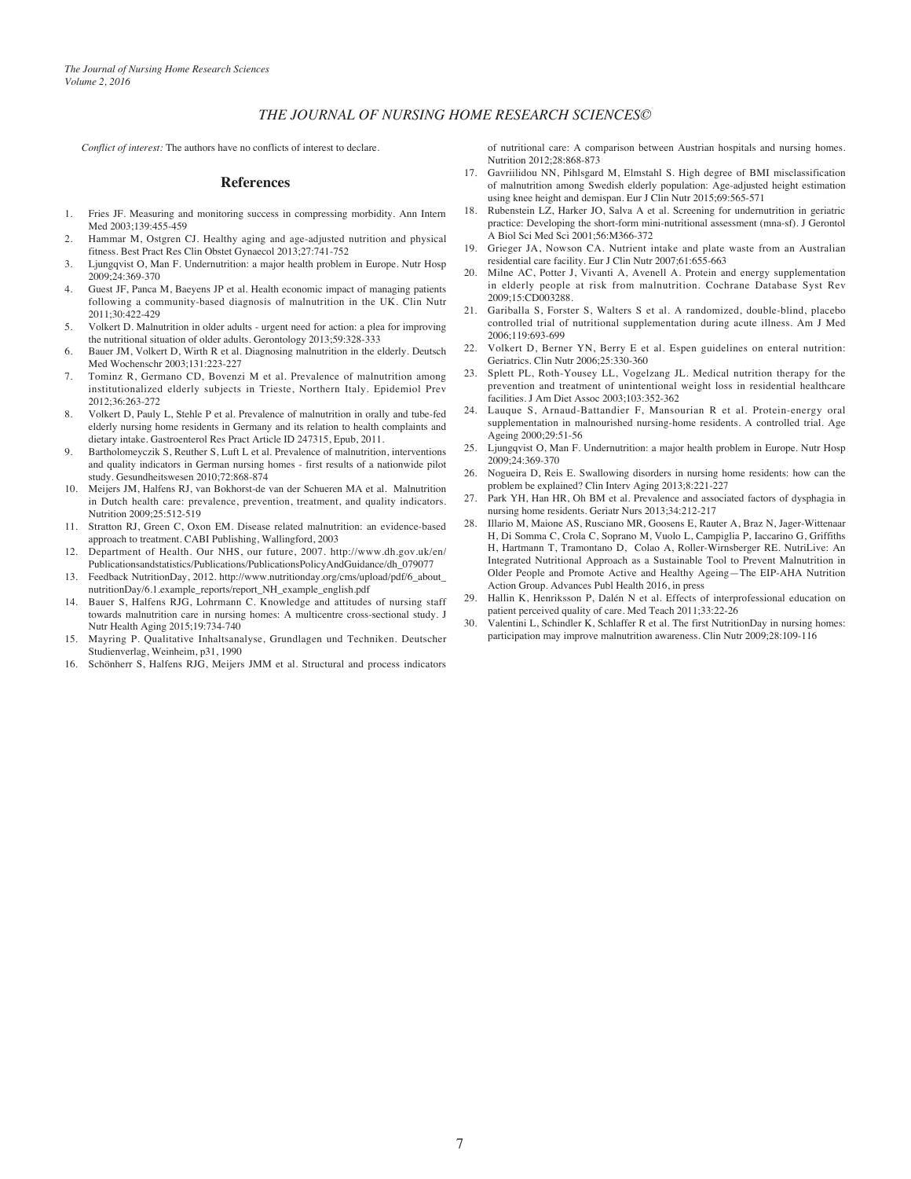*Conflict of interest:* The authors have no conflicts of interest to declare.

## References

1. Fries JF. Measuring and monitoring success in compressing morbidity. Ann Intern Med 2003;139:455-459
2. Hammar M, Ostgren CJ. Healthy aging and age-adjusted nutrition and physical fitness. Best Pract Res Clin Obstet Gynaecol 2013;27:741-752
3. Ljungqvist O, Man F. Undernutrition: a major health problem in Europe. Nutr Hosp 2009;24:369-370
4. Guest JF, Panca M, Baeyens JP et al. Health economic impact of managing patients following a community-based diagnosis of malnutrition in the UK. Clin Nutr 2011;30:422-429
5. Volkert D. Malnutrition in older adults - urgent need for action: a plea for improving the nutritional situation of older adults. Gerontology 2013;59:328-333
6. Bauer JM, Volkert D, Wirth R et al. Diagnosing malnutrition in the elderly. Deutsch Med Wochenschr 2003;131:223-227
7. Tominz R, Germano CD, Bovenzi M et al. Prevalence of malnutrition among institutionalized elderly subjects in Trieste, Northern Italy. Epidemiol Prev 2012;36:263-272
8. Volkert D, Pauly L, Stehle P et al. Prevalence of malnutrition in orally and tube-fed elderly nursing home residents in Germany and its relation to health complaints and dietary intake. Gastroenterol Res Pract Article ID 247315, Epub, 2011.
9. Bartholomeyczik S, Reuther S, Luft L et al. Prevalence of malnutrition, interventions and quality indicators in German nursing homes - first results of a nationwide pilot study. Gesundheitswesen 2010;72:868-874
10. Meijers JM, Halfens RJ, van Bokhorst-de van der Schueren MA et al. Malnutrition in Dutch health care: prevalence, prevention, treatment, and quality indicators. Nutrition 2009;25:512-519
11. Stratton RJ, Green C, Oxon EM. Disease related malnutrition: an evidence-based approach to treatment. CABI Publishing, Wallingford, 2003
12. Department of Health. Our NHS, our future, 2007. http://www.dh.gov.uk/en/Publicationsandstatistics/Publications/PublicationsPolicyAndGuidance/dh_079077
13. Feedback NutritionDay, 2012. http://www.nutritionday.org/cms/upload/pdf/6_about_nutritionDay/6.1.example_reports/report_NH_example_english.pdf
14. Bauer S, Halfens RJG, Lohrmann C. Knowledge and attitudes of nursing staff towards malnutrition care in nursing homes: A multicentre cross-sectional study. J Nutr Health Aging 2015;19:734-740
15. Mayring P. Qualitative Inhaltsanalyse, Grundlagen und Techniken. Deutscher Studienverlag, Weinheim, p31, 1990
16. Schönherr S, Halfens RJG, Meijers JMM et al. Structural and process indicators of nutritional care: A comparison between Austrian hospitals and nursing homes. Nutrition 2012;28:868-873
17. Gavriilidou NN, Pihlsgard M, Elmstahl S. High degree of BMI misclassification of malnutrition among Swedish elderly population: Age-adjusted height estimation using knee height and demispan. Eur J Clin Nutr 2015;69:565-571
18. Rubenstein LZ, Harker JO, Salva A et al. Screening for undernutrition in geriatric practice: Developing the short-form mini-nutritional assessment (mna-sf). J Gerontol A Biol Sci Med Sci 2001;56:M366-372
19. Grieger JA, Nowson CA. Nutrient intake and plate waste from an Australian residential care facility. Eur J Clin Nutr 2007;61:655-663
20. Milne AC, Potter J, Vivanti A, Avenell A. Protein and energy supplementation in elderly people at risk from malnutrition. Cochrane Database Syst Rev 2009;15:CD003288.
21. Gariballa S, Forster S, Walters S et al. A randomized, double-blind, placebo controlled trial of nutritional supplementation during acute illness. Am J Med 2006;119:693-699
22. Volkert D, Berner YN, Berry E et al. Espen guidelines on enteral nutrition: Geriatrics. Clin Nutr 2006;25:330-360
23. Splett PL, Roth-Yousey LL, Vogelzang JL. Medical nutrition therapy for the prevention and treatment of unintentional weight loss in residential healthcare facilities. J Am Diet Assoc 2003;103:352-362
24. Lauque S, Arnaud-Battandier F, Mansourian R et al. Protein-energy oral supplementation in malnourished nursing-home residents. A controlled trial. Age Ageing 2000;29:51-56
25. Ljungqvist O, Man F. Undernutrition: a major health problem in Europe. Nutr Hosp 2009;24:369-370
26. Nogueira D, Reis E. Swallowing disorders in nursing home residents: how can the problem be explained? Clin Interv Aging 2013;8:221-227
27. Park YH, Han HR, Oh BM et al. Prevalence and associated factors of dysphagia in nursing home residents. Geriatr Nurs 2013;34:212-217
28. Illario M, Maione AS, Rusciano MR, Goosens E, Rauter A, Braz N, Jager-Wittenaar H, Di Somma C, Crola C, Soprano M, Vuolo L, Campiglia P, Iaccarino G, Griffiths H, Hartmann T, Tramontano D, Colao A, Roller-Wirnsberger RE. NutriLive: An Integrated Nutritional Approach as a Sustainable Tool to Prevent Malnutrition in Older People and Promote Active and Healthy Ageing—The EIP-AHA Nutrition Action Group. Advances Publ Health 2016, in press
29. Hallin K, Henriksson P, Dalén N et al. Effects of interprofessional education on patient perceived quality of care. Med Teach 2011;33:22-26
30. Valentini L, Schindler K, Schlaffer R et al. The first NutritionDay in nursing homes: participation may improve malnutrition awareness. Clin Nutr 2009;28:109-116